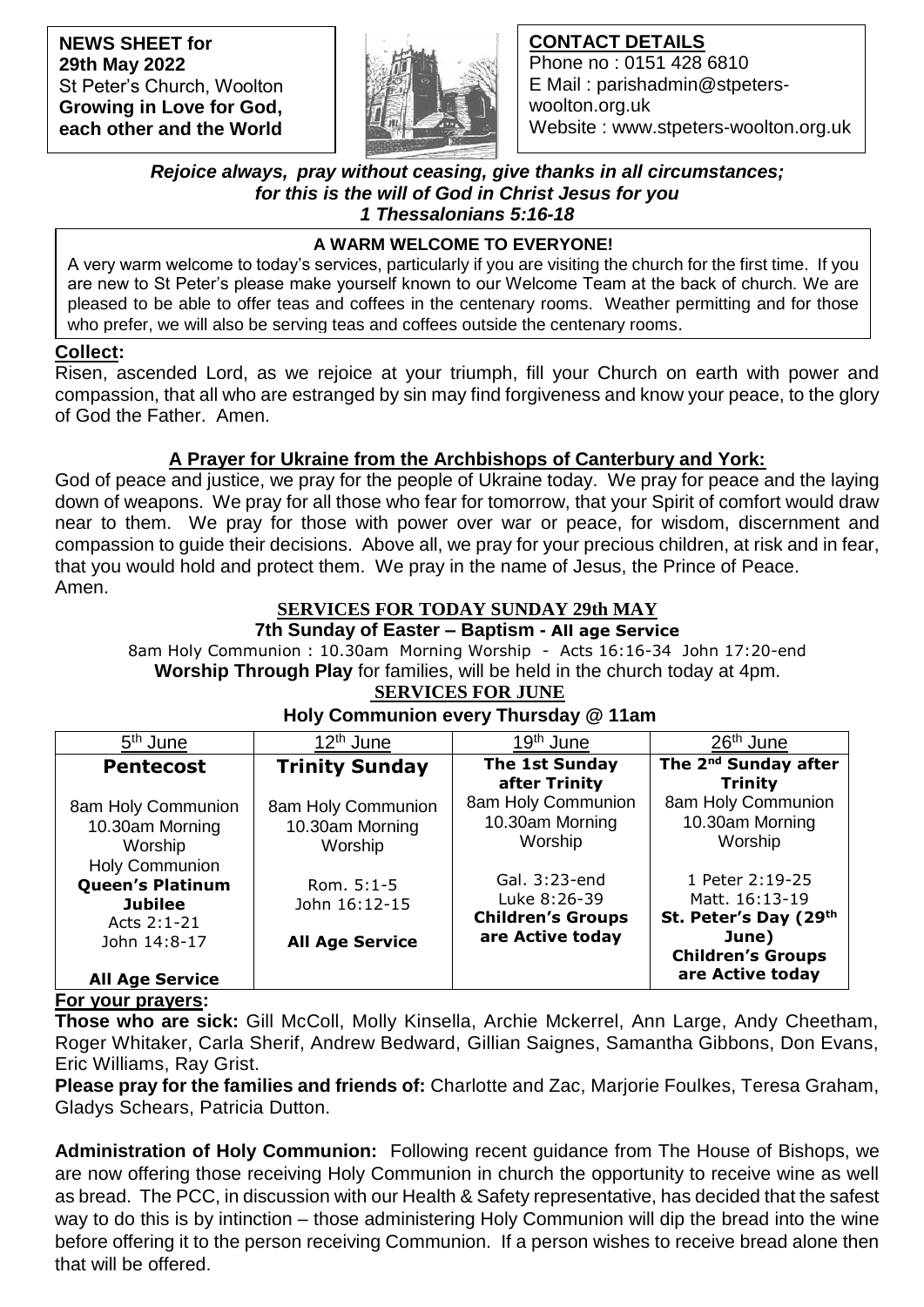**NEWS SHEET for**
**29th May 2022**
St Peter's Church, Woolton
**Growing in Love for God, each other and the World**

**CONTACT DETAILS**
Phone no : 0151 428 6810
E Mail : parishadmin@stpeters-woolton.org.uk
Website : www.stpeters-woolton.org.uk

***Rejoice always, pray without ceasing, give thanks in all circumstances; for this is the will of God in Christ Jesus for you***
***1 Thessalonians 5:16-18***

**A WARM WELCOME TO EVERYONE!**

A very warm welcome to today's services, particularly if you are visiting the church for the first time. If you are new to St Peter's please make yourself known to our Welcome Team at the back of church. We are pleased to be able to offer teas and coffees in the centenary rooms. Weather permitting and for those who prefer, we will also be serving teas and coffees outside the centenary rooms.

**Collect:**

Risen, ascended Lord, as we rejoice at your triumph, fill your Church on earth with power and compassion, that all who are estranged by sin may find forgiveness and know your peace, to the glory of God the Father. Amen.

**A Prayer for Ukraine from the Archbishops of Canterbury and York:**

God of peace and justice, we pray for the people of Ukraine today. We pray for peace and the laying down of weapons. We pray for all those who fear for tomorrow, that your Spirit of comfort would draw near to them. We pray for those with power over war or peace, for wisdom, discernment and compassion to guide their decisions. Above all, we pray for your precious children, at risk and in fear, that you would hold and protect them. We pray in the name of Jesus, the Prince of Peace. Amen.

**SERVICES FOR TODAY SUNDAY 29th MAY**

**7th Sunday of Easter – Baptism - All age Service**

8am Holy Communion : 10.30am Morning Worship - Acts 16:16-34 John 17:20-end

**Worship Through Play** for families, will be held in the church today at 4pm.

**SERVICES FOR JUNE**

**Holy Communion every Thursday @ 11am**

| 5th June | 12th June | 19th June | 26th June |
|---|---|---|---|
| **Pentecost**<br><br>8am Holy Communion<br>10.30am Morning Worship<br>Holy Communion<br>**Queen's Platinum Jubilee**<br>Acts 2:1-21<br>John 14:8-17<br><br>**All Age Service** | **Trinity Sunday**<br><br>8am Holy Communion<br>10.30am Morning Worship<br><br>Rom. 5:1-5<br>John 16:12-15<br><br>**All Age Service** | **The 1st Sunday after Trinity**<br>8am Holy Communion<br>10.30am Morning Worship<br><br>Gal. 3:23-end<br>Luke 8:26-39<br>**Children's Groups are Active today** | **The 2nd Sunday after Trinity**<br>8am Holy Communion<br>10.30am Morning Worship<br><br>1 Peter 2:19-25<br>Matt. 16:13-19<br>**St. Peter's Day (29th June)**<br>**Children's Groups are Active today** |

**For your prayers:**

**Those who are sick:** Gill McColl, Molly Kinsella, Archie Mckerrel, Ann Large, Andy Cheetham, Roger Whitaker, Carla Sherif, Andrew Bedward, Gillian Saignes, Samantha Gibbons, Don Evans, Eric Williams, Ray Grist.

**Please pray for the families and friends of:** Charlotte and Zac, Marjorie Foulkes, Teresa Graham, Gladys Schears, Patricia Dutton.

**Administration of Holy Communion:** Following recent guidance from The House of Bishops, we are now offering those receiving Holy Communion in church the opportunity to receive wine as well as bread. The PCC, in discussion with our Health & Safety representative, has decided that the safest way to do this is by intinction – those administering Holy Communion will dip the bread into the wine before offering it to the person receiving Communion. If a person wishes to receive bread alone then that will be offered.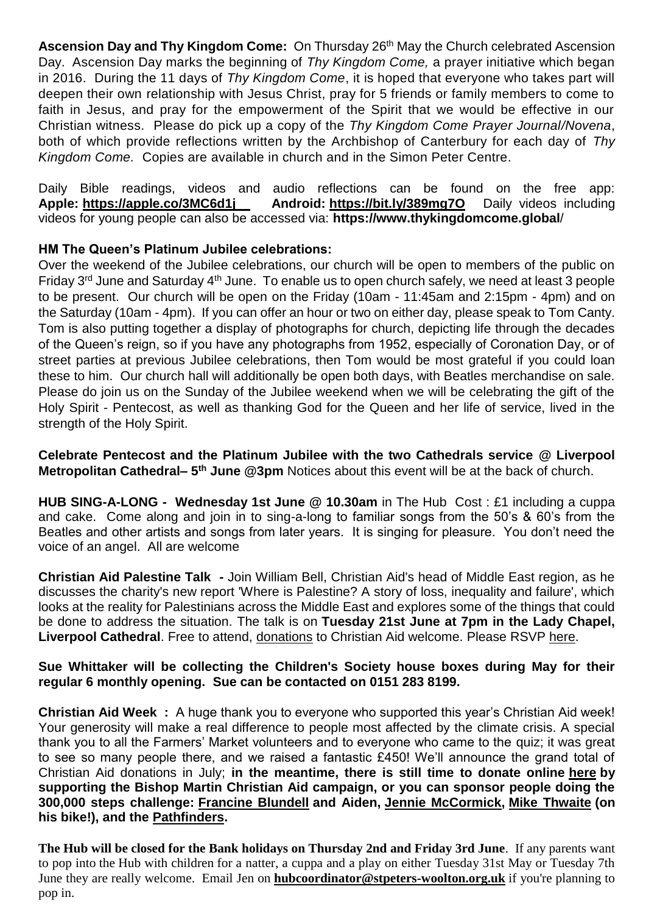**Ascension Day and Thy Kingdom Come:** On Thursday 26th May the Church celebrated Ascension Day. Ascension Day marks the beginning of *Thy Kingdom Come,* a prayer initiative which began in 2016. During the 11 days of *Thy Kingdom Come*, it is hoped that everyone who takes part will deepen their own relationship with Jesus Christ, pray for 5 friends or family members to come to faith in Jesus, and pray for the empowerment of the Spirit that we would be effective in our Christian witness. Please do pick up a copy of the *Thy Kingdom Come Prayer Journal/Novena*, both of which provide reflections written by the Archbishop of Canterbury for each day of *Thy Kingdom Come.* Copies are available in church and in the Simon Peter Centre.

Daily Bible readings, videos and audio reflections can be found on the free app: **Apple: https://apple.co/3MC6d1j** **Android: https://bit.ly/389mg7O** Daily videos including videos for young people can also be accessed via: **https://www.thykingdomcome.global**/

**HM The Queen's Platinum Jubilee celebrations:**
Over the weekend of the Jubilee celebrations, our church will be open to members of the public on Friday 3rd June and Saturday 4th June. To enable us to open church safely, we need at least 3 people to be present. Our church will be open on the Friday (10am - 11:45am and 2:15pm - 4pm) and on the Saturday (10am - 4pm). If you can offer an hour or two on either day, please speak to Tom Canty. Tom is also putting together a display of photographs for church, depicting life through the decades of the Queen's reign, so if you have any photographs from 1952, especially of Coronation Day, or of street parties at previous Jubilee celebrations, then Tom would be most grateful if you could loan these to him. Our church hall will additionally be open both days, with Beatles merchandise on sale. Please do join us on the Sunday of the Jubilee weekend when we will be celebrating the gift of the Holy Spirit - Pentecost, as well as thanking God for the Queen and her life of service, lived in the strength of the Holy Spirit.

**Celebrate Pentecost and the Platinum Jubilee with the two Cathedrals service @ Liverpool Metropolitan Cathedral– 5th June @3pm** Notices about this event will be at the back of church.

**HUB SING-A-LONG - Wednesday 1st June @ 10.30am** in The Hub Cost : £1 including a cuppa and cake. Come along and join in to sing-a-long to familiar songs from the 50's & 60's from the Beatles and other artists and songs from later years. It is singing for pleasure. You don't need the voice of an angel. All are welcome

**Christian Aid Palestine Talk -** Join William Bell, Christian Aid's head of Middle East region, as he discusses the charity's new report 'Where is Palestine? A story of loss, inequality and failure', which looks at the reality for Palestinians across the Middle East and explores some of the things that could be done to address the situation. The talk is on **Tuesday 21st June at 7pm in the Lady Chapel, Liverpool Cathedral**. Free to attend, donations to Christian Aid welcome. Please RSVP here.

**Sue Whittaker will be collecting the Children's Society house boxes during May for their regular 6 monthly opening. Sue can be contacted on 0151 283 8199.**

**Christian Aid Week :** A huge thank you to everyone who supported this year's Christian Aid week! Your generosity will make a real difference to people most affected by the climate crisis. A special thank you to all the Farmers' Market volunteers and to everyone who came to the quiz; it was great to see so many people there, and we raised a fantastic £450! We'll announce the grand total of Christian Aid donations in July; **in the meantime, there is still time to donate online here by supporting the Bishop Martin Christian Aid campaign, or you can sponsor people doing the 300,000 steps challenge: Francine Blundell and Aiden, Jennie McCormick, Mike Thwaite (on his bike!), and the Pathfinders.**

**The Hub will be closed for the Bank holidays on Thursday 2nd and Friday 3rd June**. If any parents want to pop into the Hub with children for a natter, a cuppa and a play on either Tuesday 31st May or Tuesday 7th June they are really welcome. Email Jen on **hubcoordinator@stpeters-woolton.org.uk** if you're planning to pop in.